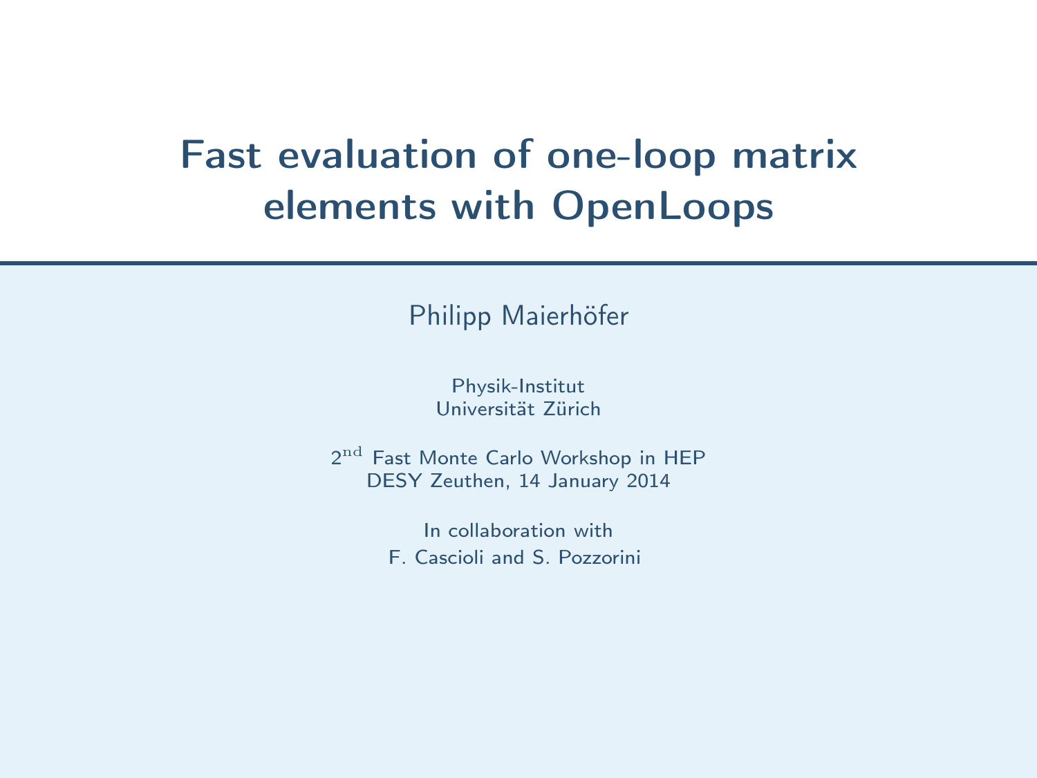# Fast evaluation of one-loop matrix elements with OpenLoops

Philipp Maierhöfer

Physik-Institut
Universität Zürich

2nd Fast Monte Carlo Workshop in HEP
DESY Zeuthen, 14 January 2014

In collaboration with
F. Cascioli and S. Pozzorini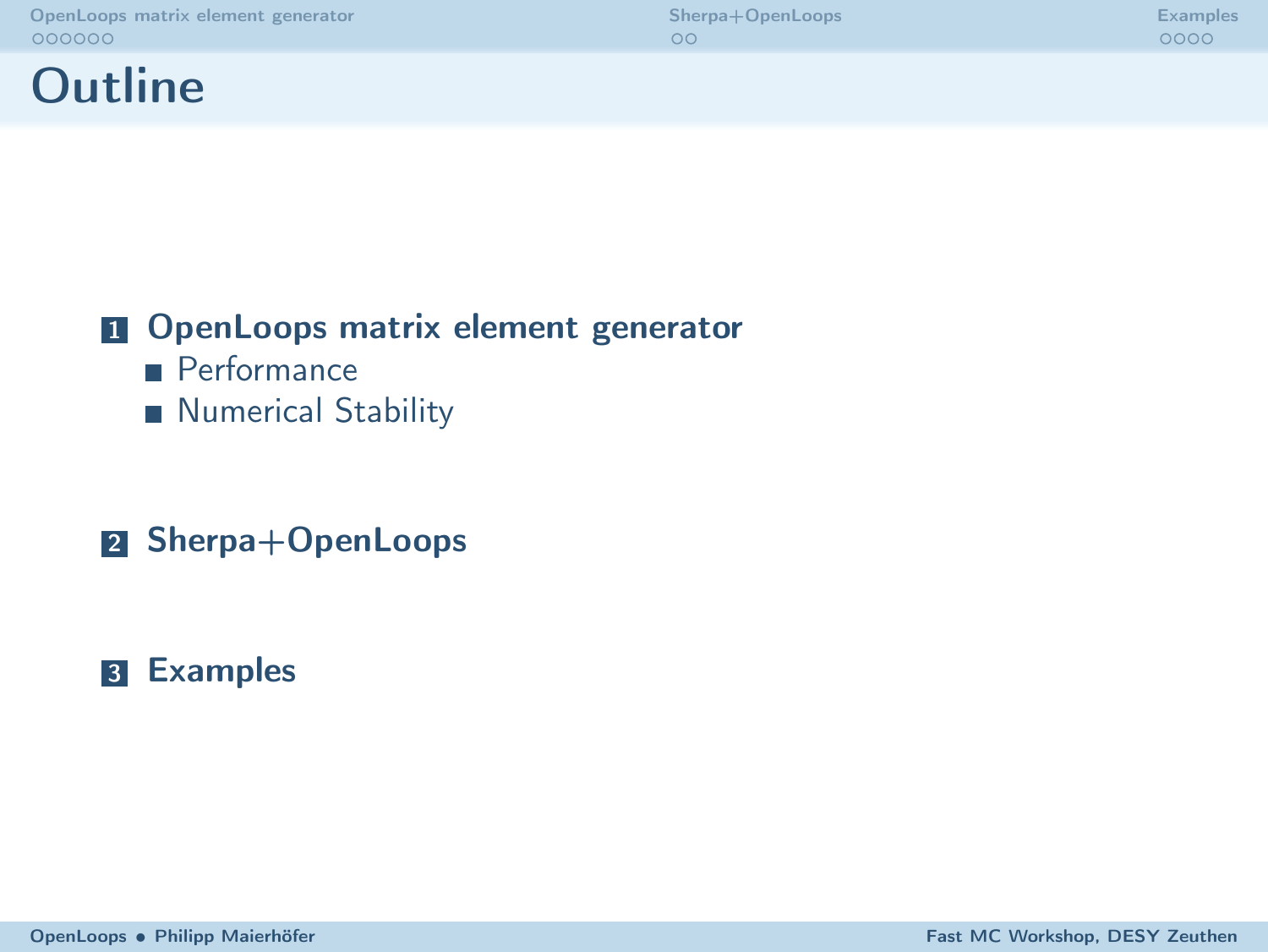# Outline

1. **OpenLoops matrix element generator**
   - Performance
   - Numerical Stability

2. **Sherpa+OpenLoops**

3. **Examples**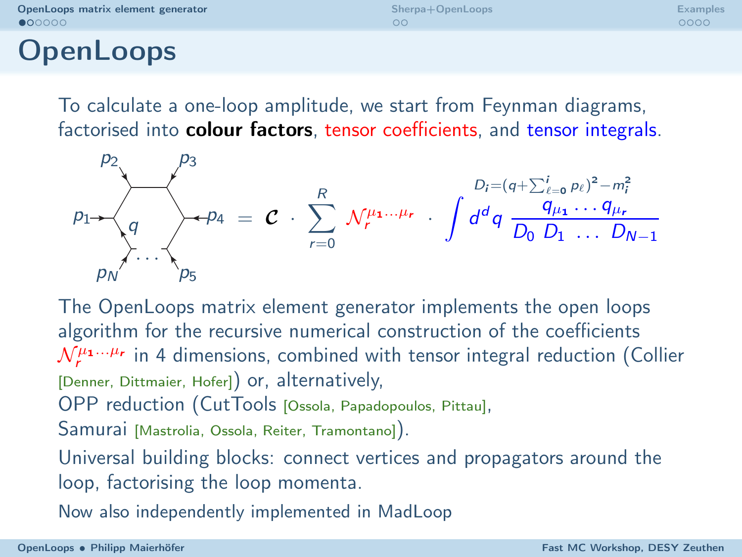# OpenLoops

To calculate a one-loop amplitude, we start from Feynman diagrams, factorised into **colour factors**, tensor coefficients, and tensor integrals.

$$= \mathcal{C} \cdot \sum_{r=0}^{R} \mathcal{N}_r^{\mu_1 \dots \mu_r} \cdot \int d^d q \, \frac{q_{\mu_1} \dots q_{\mu_r}}{D_0 \; D_1 \; \dots \; D_{N-1}}$$

$$D_i = (q + \textstyle\sum_{\ell=0}^{i} p_\ell)^2 - m_i^2$$

The OpenLoops matrix element generator implements the open loops algorithm for the recursive numerical construction of the coefficients $\mathcal{N}_r^{\mu_1 \dots \mu_r}$ in 4 dimensions, combined with tensor integral reduction (Collier [Denner, Dittmaier, Hofer]) or, alternatively, OPP reduction (CutTools [Ossola, Papadopoulos, Pittau], Samurai [Mastrolia, Ossola, Reiter, Tramontano]).

Universal building blocks: connect vertices and propagators around the loop, factorising the loop momenta.

Now also independently implemented in MadLoop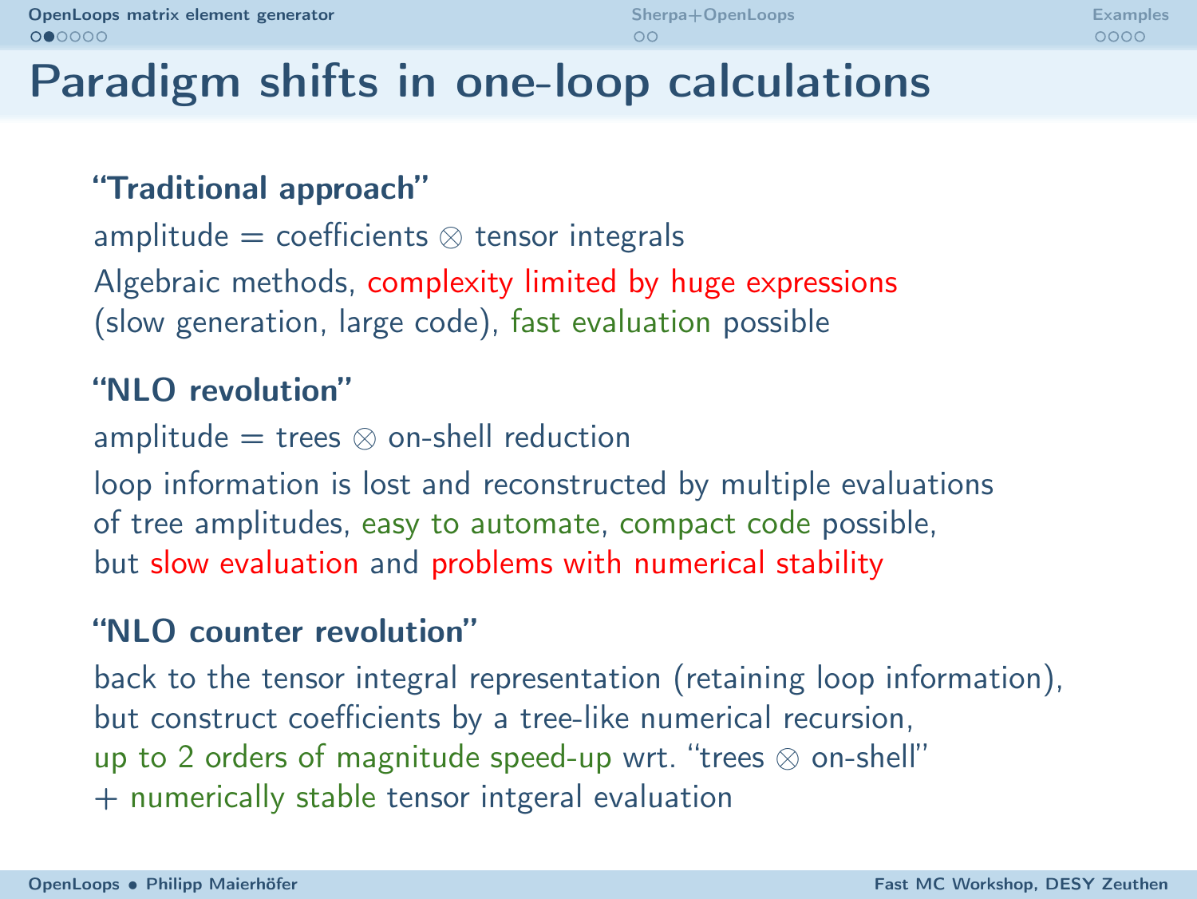# Paradigm shifts in one-loop calculations

### "Traditional approach"

amplitude = coefficients $\otimes$ tensor integrals

Algebraic methods, complexity limited by huge expressions (slow generation, large code), fast evaluation possible

### "NLO revolution"

amplitude = trees $\otimes$ on-shell reduction

loop information is lost and reconstructed by multiple evaluations of tree amplitudes, easy to automate, compact code possible, but slow evaluation and problems with numerical stability

### "NLO counter revolution"

back to the tensor integral representation (retaining loop information), but construct coefficients by a tree-like numerical recursion, up to 2 orders of magnitude speed-up wrt. "trees $\otimes$ on-shell"
+ numerically stable tensor intgeral evaluation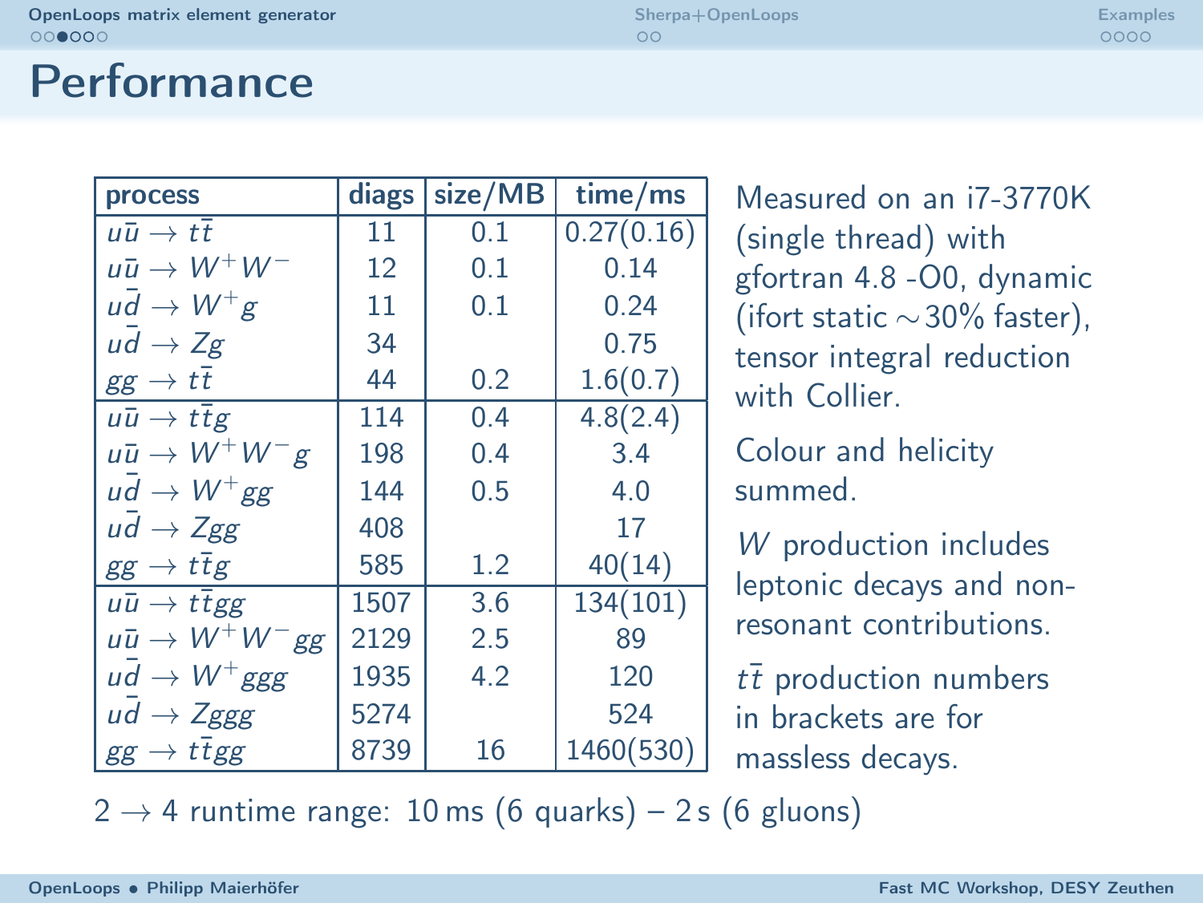# Performance

| process | diags | size/MB | time/ms |
|---|---|---|---|
| $u\bar{u} \to t\bar{t}$ | 11 | 0.1 | 0.27(0.16) |
| $u\bar{u} \to W^+W^-$ | 12 | 0.1 | 0.14 |
| $u\bar{d} \to W^+g$ | 11 | 0.1 | 0.24 |
| $u\bar{d} \to Zg$ | 34 | | 0.75 |
| $gg \to t\bar{t}$ | 44 | 0.2 | 1.6(0.7) |
| $u\bar{u} \to t\bar{t}g$ | 114 | 0.4 | 4.8(2.4) |
| $u\bar{u} \to W^+W^-g$ | 198 | 0.4 | 3.4 |
| $u\bar{d} \to W^+gg$ | 144 | 0.5 | 4.0 |
| $u\bar{d} \to Zgg$ | 408 | | 17 |
| $gg \to t\bar{t}g$ | 585 | 1.2 | 40(14) |
| $u\bar{u} \to t\bar{t}gg$ | 1507 | 3.6 | 134(101) |
| $u\bar{u} \to W^+W^-gg$ | 2129 | 2.5 | 89 |
| $u\bar{d} \to W^+ggg$ | 1935 | 4.2 | 120 |
| $u\bar{d} \to Zggg$ | 5274 | | 524 |
| $gg \to t\bar{t}gg$ | 8739 | 16 | 1460(530) |

Measured on an i7-3770K (single thread) with gfortran 4.8 -O0, dynamic (ifort static $\sim$30% faster), tensor integral reduction with Collier.

Colour and helicity summed.

$W$ production includes leptonic decays and non-resonant contributions.

$t\bar{t}$ production numbers in brackets are for massless decays.

$2 \to 4$ runtime range: 10 ms (6 quarks) – 2 s (6 gluons)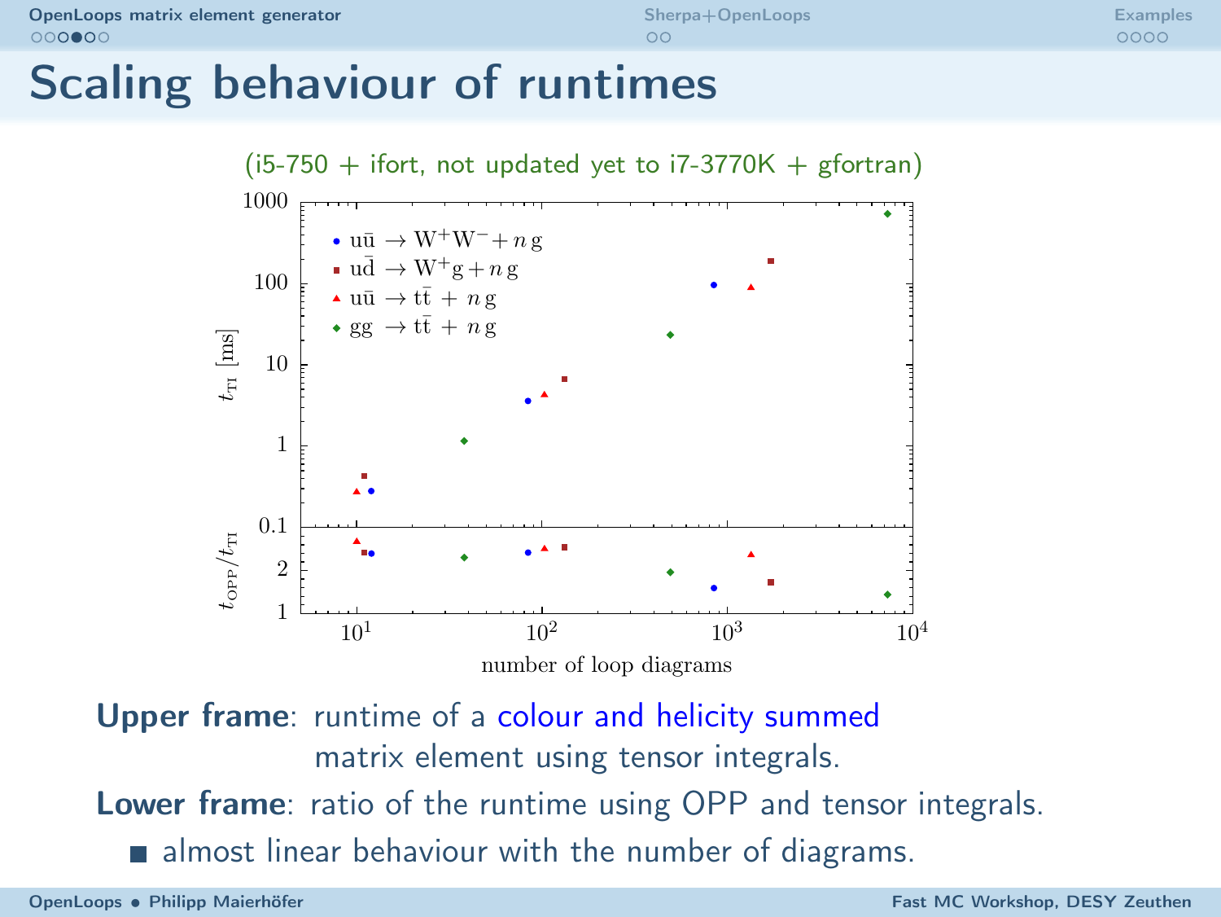# Scaling behaviour of runtimes

(i5-750 + ifort, not updated yet to i7-3770K + gfortran)

**Upper frame**: runtime of a colour and helicity summed matrix element using tensor integrals.

**Lower frame**: ratio of the runtime using OPP and tensor integrals.

- almost linear behaviour with the number of diagrams.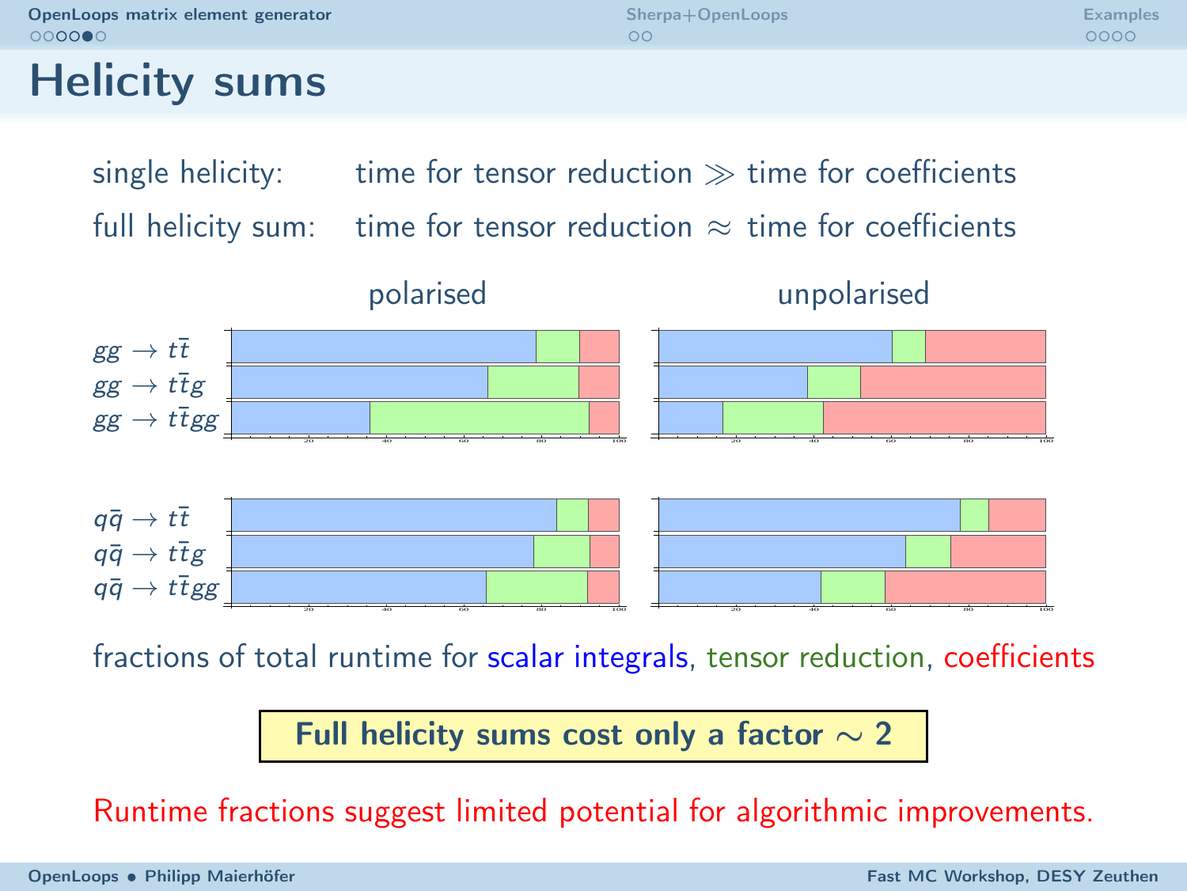# Helicity sums

single helicity: time for tensor reduction $\gg$ time for coefficients

full helicity sum: time for tensor reduction $\approx$ time for coefficients

| | polarised | unpolarised |
|---|---|---|
| $gg \to t\bar{t}$ | | |
| $gg \to t\bar{t}g$ | | |
| $gg \to t\bar{t}gg$ | | |
| $q\bar{q} \to t\bar{t}$ | | |
| $q\bar{q} \to t\bar{t}g$ | | |
| $q\bar{q} \to t\bar{t}gg$ | | |

fractions of total runtime for scalar integrals, tensor reduction, coefficients

**Full helicity sums cost only a factor $\sim 2$**

Runtime fractions suggest limited potential for algorithmic improvements.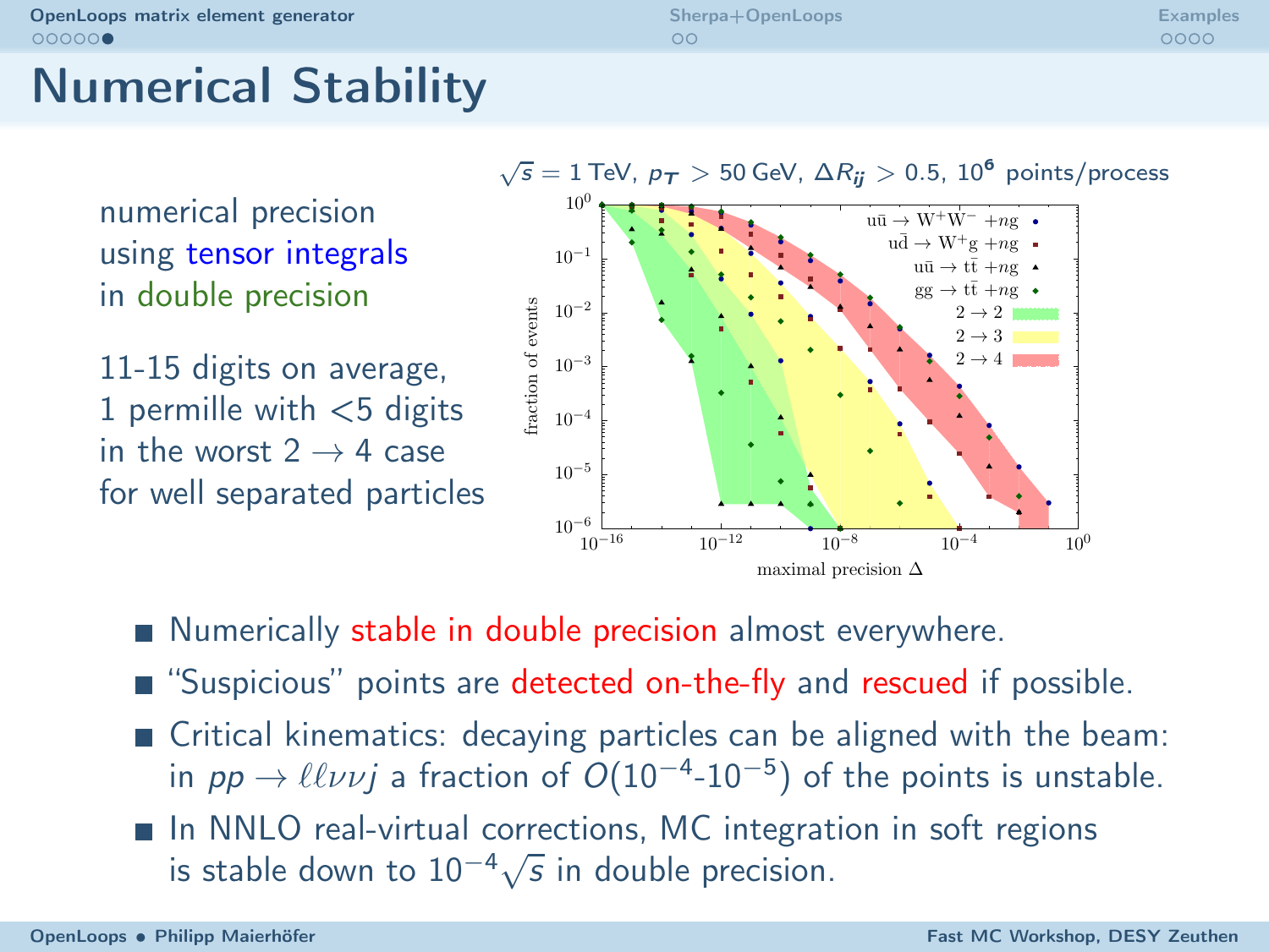# Numerical Stability

numerical precision
using tensor integrals
in double precision

11-15 digits on average,
1 permille with <5 digits
in the worst $2 \to 4$ case
for well separated particles

$\sqrt{s} = 1$ TeV, $p_T > 50$ GeV, $\Delta R_{ij} > 0.5$, $10^6$ points/process

- Numerically stable in double precision almost everywhere.
- "Suspicious" points are detected on-the-fly and rescued if possible.
- Critical kinematics: decaying particles can be aligned with the beam: in $pp \to \ell\ell\nu\nu j$ a fraction of $O(10^{-4}\text{-}10^{-5})$ of the points is unstable.
- In NNLO real-virtual corrections, MC integration in soft regions is stable down to $10^{-4}\sqrt{s}$ in double precision.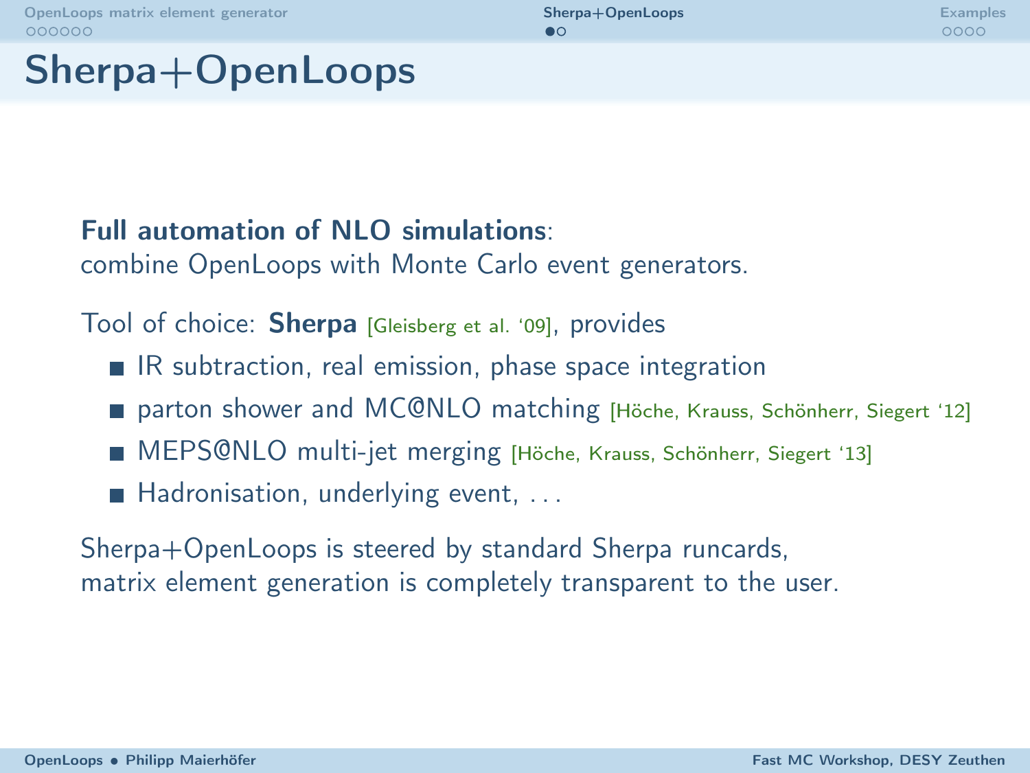# Sherpa+OpenLoops

**Full automation of NLO simulations**:
combine OpenLoops with Monte Carlo event generators.

Tool of choice: **Sherpa** [Gleisberg et al. '09], provides

- IR subtraction, real emission, phase space integration
- parton shower and MC@NLO matching [Höche, Krauss, Schönherr, Siegert '12]
- MEPS@NLO multi-jet merging [Höche, Krauss, Schönherr, Siegert '13]
- Hadronisation, underlying event, . . .

Sherpa+OpenLoops is steered by standard Sherpa runcards,
matrix element generation is completely transparent to the user.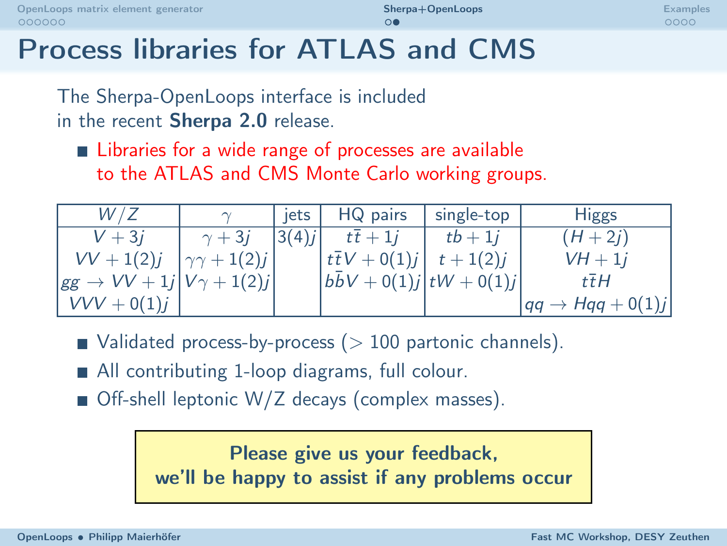# Process libraries for ATLAS and CMS

The Sherpa-OpenLoops interface is included in the recent **Sherpa 2.0** release.

- Libraries for a wide range of processes are available to the ATLAS and CMS Monte Carlo working groups.

| $W/Z$ | $\gamma$ | jets | HQ pairs | single-top | Higgs |
|---|---|---|---|---|---|
| $V+3j$<br>$VV+1(2)j$<br>$gg \to VV+1j$<br>$VVV+0(1)j$ | $\gamma+3j$<br>$\gamma\gamma+1(2)j$<br>$V\gamma+1(2)j$ | $3(4)j$ | $t\bar{t}+1j$<br>$t\bar{t}V+0(1)j$<br>$b\bar{b}V+0(1)j$ | $tb+1j$<br>$t+1(2)j$<br>$tW+0(1)j$ | $(H+2j)$<br>$VH+1j$<br>$t\bar{t}H$<br>$qq \to Hqq+0(1)j$ |

- Validated process-by-process ($>100$ partonic channels).
- All contributing 1-loop diagrams, full colour.
- Off-shell leptonic W/Z decays (complex masses).

**Please give us your feedback, we'll be happy to assist if any problems occur**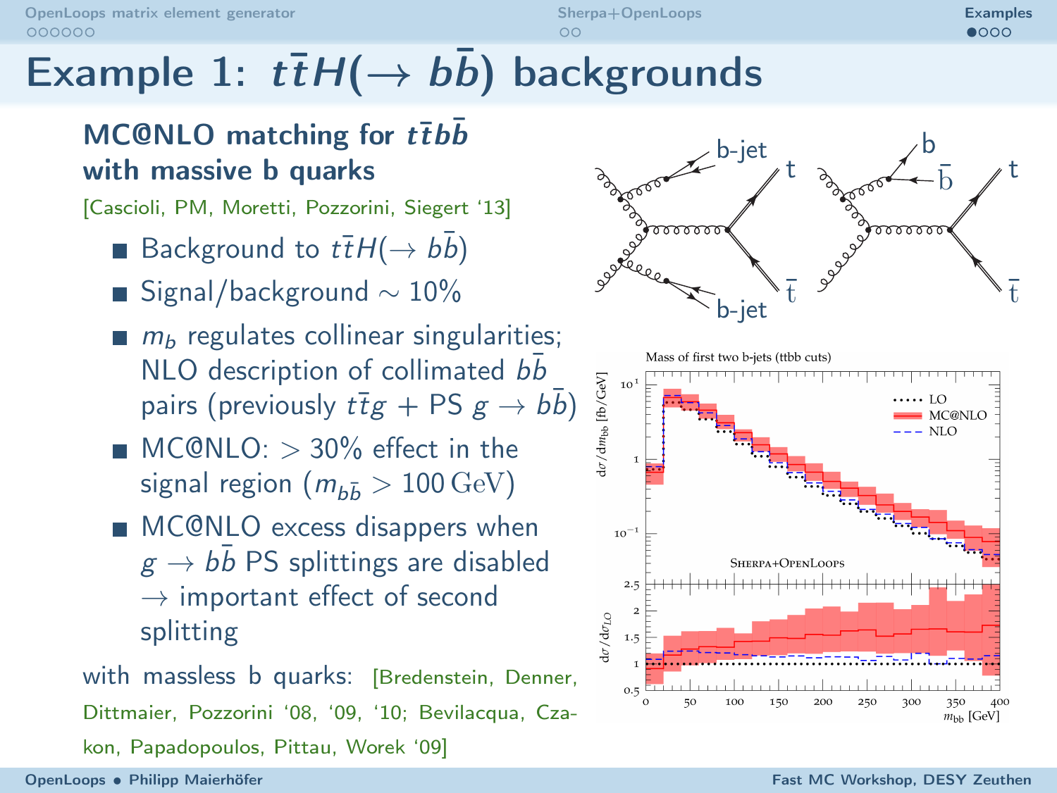# Example 1: $t\bar{t}H(\to b\bar{b})$ backgrounds

**MC@NLO matching for $t\bar{t}b\bar{b}$ with massive b quarks**

[Cascioli, PM, Moretti, Pozzorini, Siegert '13]

- Background to $t\bar{t}H(\to b\bar{b})$
- Signal/background $\sim 10\%$
- $m_b$ regulates collinear singularities; NLO description of collimated $b\bar{b}$ pairs (previously $t\bar{t}g$ + PS $g \to b\bar{b}$)
- MC@NLO: $> 30\%$ effect in the signal region ($m_{b\bar{b}} > 100\,\mathrm{GeV}$)
- MC@NLO excess disappers when $g \to b\bar{b}$ PS splittings are disabled $\to$ important effect of second splitting

with massless b quarks: [Bredenstein, Denner, Dittmaier, Pozzorini '08, '09, '10; Bevilacqua, Czakon, Papadopoulos, Pittau, Worek '09]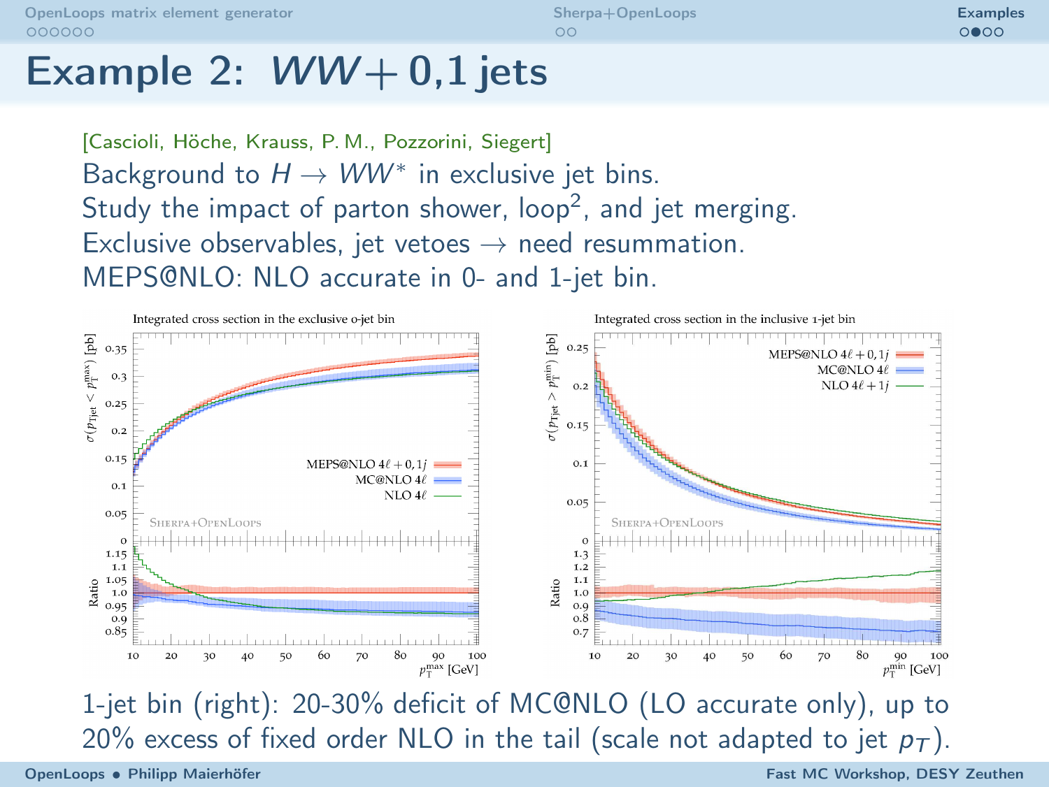# Example 2: $WW + 0{,}1$ jets

[Cascioli, Höche, Krauss, P. M., Pozzorini, Siegert]

Background to $H \to WW^*$ in exclusive jet bins.

Study the impact of parton shower, loop[2], and jet merging.

Exclusive observables, jet vetoes $\to$ need resummation.

MEPS@NLO: NLO accurate in 0- and 1-jet bin.

Integrated cross section in the exclusive 0-jet bin

Integrated cross section in the inclusive 1-jet bin

1-jet bin (right): 20-30% deficit of MC@NLO (LO accurate only), up to 20% excess of fixed order NLO in the tail (scale not adapted to jet $p_T$).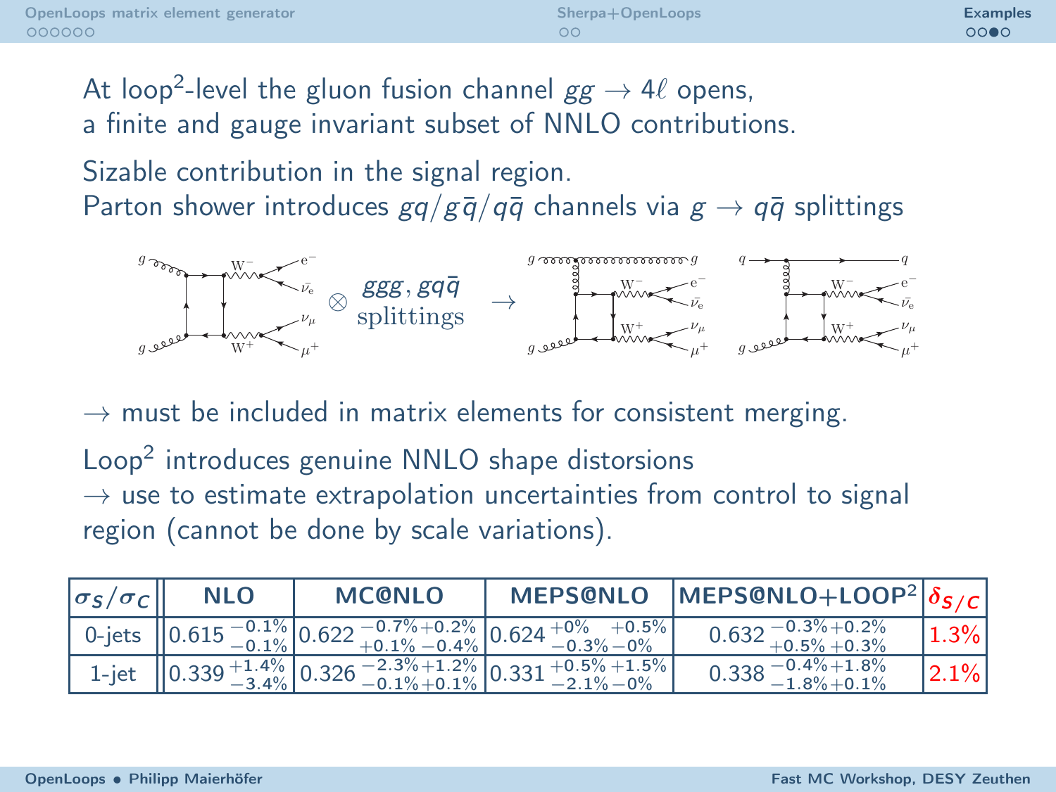At loop$^2$-level the gluon fusion channel $gg \to 4\ell$ opens, a finite and gauge invariant subset of NNLO contributions.

Sizable contribution in the signal region.
Parton shower introduces $gq/g\bar{q}/q\bar{q}$ channels via $g \to q\bar{q}$ splittings

$\otimes$ $ggg, gq\bar{q}$ splittings $\to$

$\to$ must be included in matrix elements for consistent merging.

Loop$^2$ introduces genuine NNLO shape distorsions
$\to$ use to estimate extrapolation uncertainties from control to signal region (cannot be done by scale variations).

| $\sigma_S/\sigma_C$ | NLO | MC@NLO | MEPS@NLO | MEPS@NLO+LOOP$^2$ | $\delta_{S/C}$ |
|---|---|---|---|---|---|
| 0-jets | $0.615\,^{-0.1\%}_{-0.1\%}$ | $0.622\,^{-0.7\%+0.2\%}_{+0.1\%-0.4\%}$ | $0.624\,^{+0\%\ \ +0.5\%}_{-0.3\%-0\%}$ | $0.632\,^{-0.3\%+0.2\%}_{+0.5\%+0.3\%}$ | 1.3% |
| 1-jet | $0.339\,^{+1.4\%}_{-3.4\%}$ | $0.326\,^{-2.3\%+1.2\%}_{-0.1\%+0.1\%}$ | $0.331\,^{+0.5\%+1.5\%}_{-2.1\%-0\%}$ | $0.338\,^{-0.4\%+1.8\%}_{-1.8\%+0.1\%}$ | 2.1% |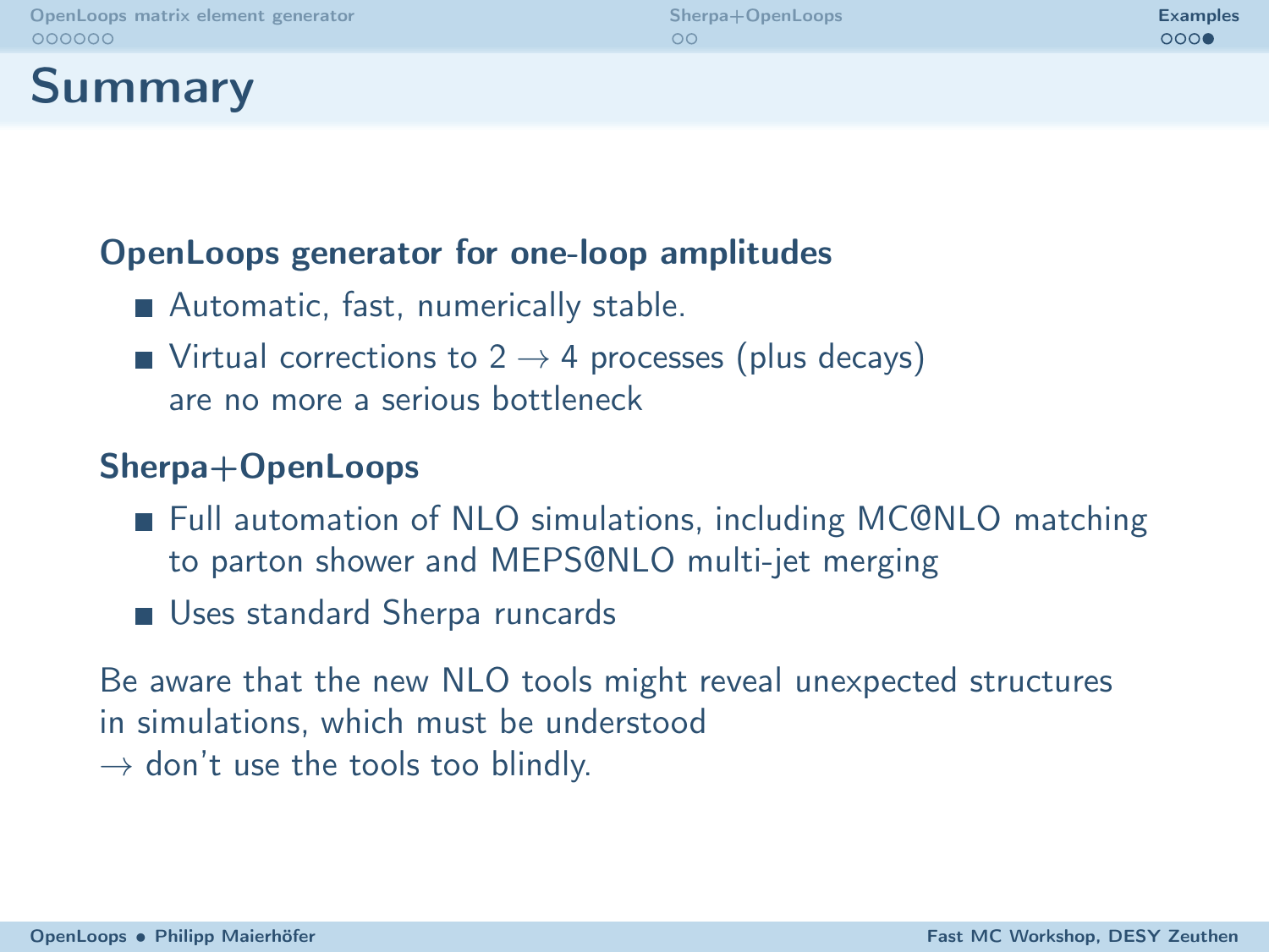# Summary

**OpenLoops generator for one-loop amplitudes**

- Automatic, fast, numerically stable.
- Virtual corrections to $2 \rightarrow 4$ processes (plus decays) are no more a serious bottleneck

**Sherpa+OpenLoops**

- Full automation of NLO simulations, including MC@NLO matching to parton shower and MEPS@NLO multi-jet merging
- Uses standard Sherpa runcards

Be aware that the new NLO tools might reveal unexpected structures in simulations, which must be understood
$\rightarrow$ don't use the tools too blindly.